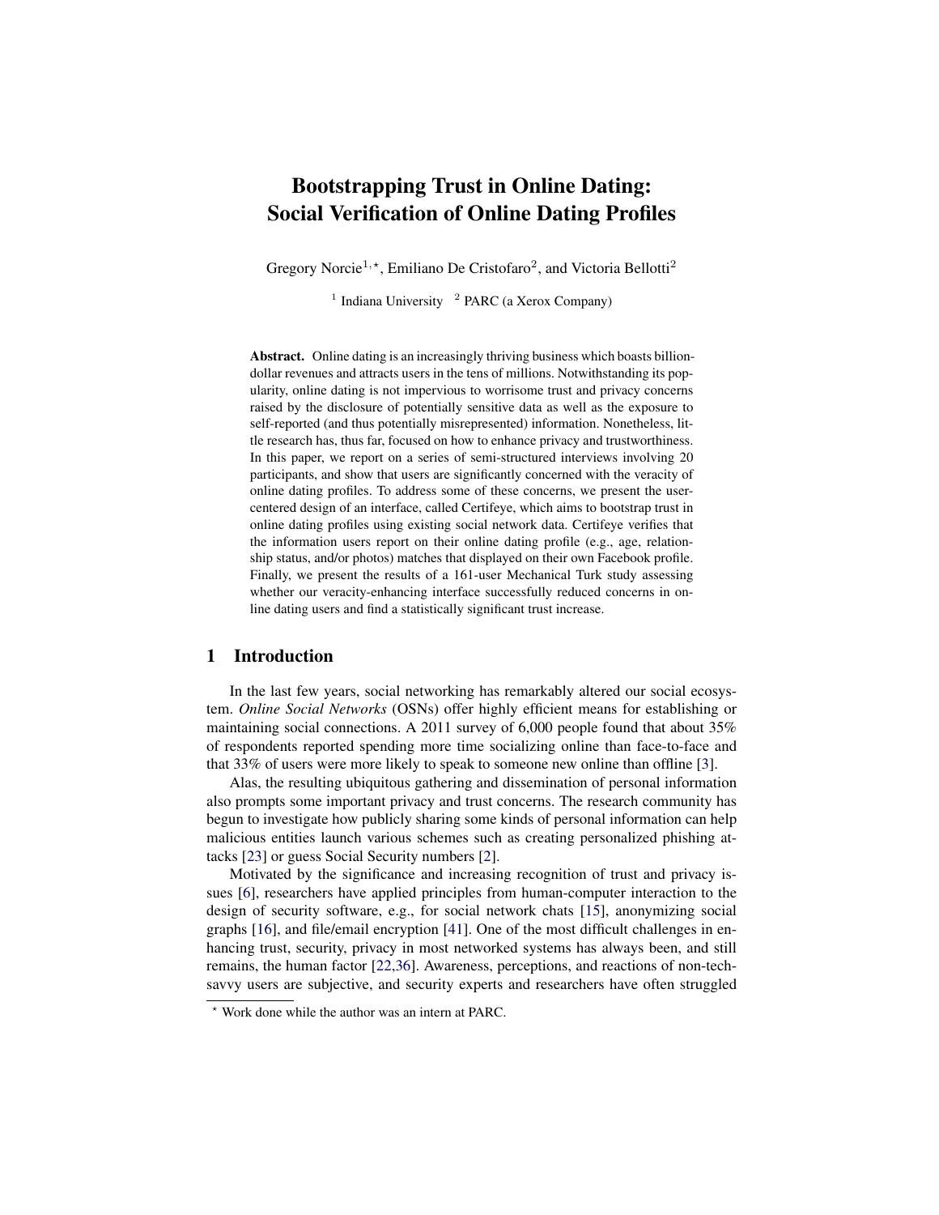# Bootstrapping Trust in Online Dating: Social Verification of Online Dating Profiles

Gregory Norcie[1,⋆], Emiliano De Cristofaro[2], and Victoria Bellotti[2]

[1] Indiana University [2] PARC (a Xerox Company)

**Abstract.** Online dating is an increasingly thriving business which boasts billion-dollar revenues and attracts users in the tens of millions. Notwithstanding its popularity, online dating is not impervious to worrisome trust and privacy concerns raised by the disclosure of potentially sensitive data as well as the exposure to self-reported (and thus potentially misrepresented) information. Nonetheless, little research has, thus far, focused on how to enhance privacy and trustworthiness. In this paper, we report on a series of semi-structured interviews involving 20 participants, and show that users are significantly concerned with the veracity of online dating profiles. To address some of these concerns, we present the user-centered design of an interface, called Certifeye, which aims to bootstrap trust in online dating profiles using existing social network data. Certifeye verifies that the information users report on their online dating profile (e.g., age, relationship status, and/or photos) matches that displayed on their own Facebook profile. Finally, we present the results of a 161-user Mechanical Turk study assessing whether our veracity-enhancing interface successfully reduced concerns in online dating users and find a statistically significant trust increase.

## 1 Introduction

In the last few years, social networking has remarkably altered our social ecosystem. *Online Social Networks* (OSNs) offer highly efficient means for establishing or maintaining social connections. A 2011 survey of 6,000 people found that about 35% of respondents reported spending more time socializing online than face-to-face and that 33% of users were more likely to speak to someone new online than offline [3].

Alas, the resulting ubiquitous gathering and dissemination of personal information also prompts some important privacy and trust concerns. The research community has begun to investigate how publicly sharing some kinds of personal information can help malicious entities launch various schemes such as creating personalized phishing attacks [23] or guess Social Security numbers [2].

Motivated by the significance and increasing recognition of trust and privacy issues [6], researchers have applied principles from human-computer interaction to the design of security software, e.g., for social network chats [15], anonymizing social graphs [16], and file/email encryption [41]. One of the most difficult challenges in enhancing trust, security, privacy in most networked systems has always been, and still remains, the human factor [22,36]. Awareness, perceptions, and reactions of non-tech-savvy users are subjective, and security experts and researchers have often struggled

⋆ Work done while the author was an intern at PARC.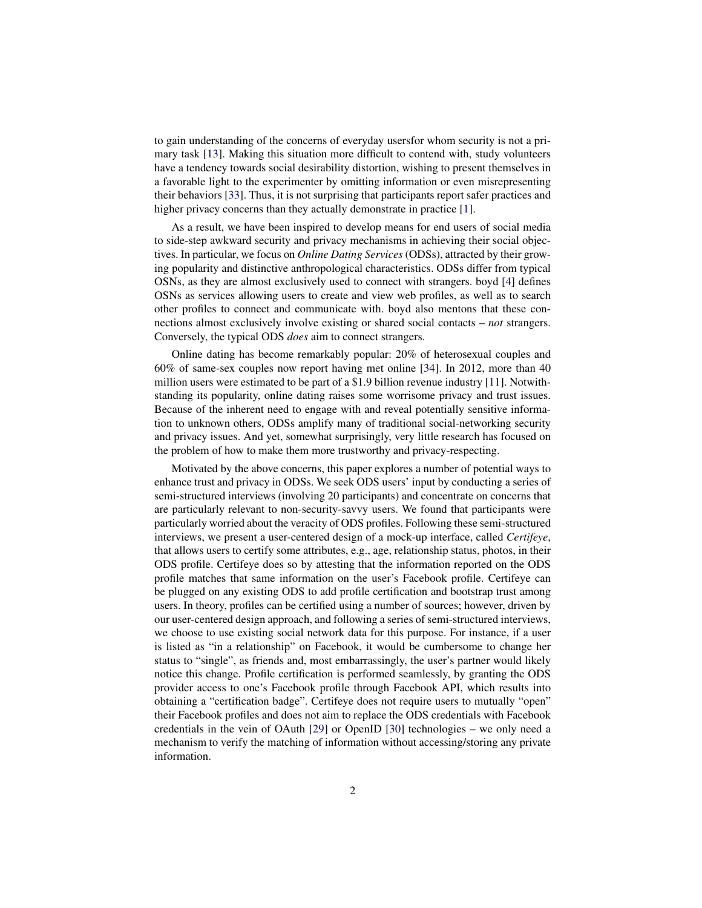to gain understanding of the concerns of everyday usersfor whom security is not a primary task [13]. Making this situation more difficult to contend with, study volunteers have a tendency towards social desirability distortion, wishing to present themselves in a favorable light to the experimenter by omitting information or even misrepresenting their behaviors [33]. Thus, it is not surprising that participants report safer practices and higher privacy concerns than they actually demonstrate in practice [1].

As a result, we have been inspired to develop means for end users of social media to side-step awkward security and privacy mechanisms in achieving their social objectives. In particular, we focus on *Online Dating Services* (ODSs), attracted by their growing popularity and distinctive anthropological characteristics. ODSs differ from typical OSNs, as they are almost exclusively used to connect with strangers. boyd [4] defines OSNs as services allowing users to create and view web profiles, as well as to search other profiles to connect and communicate with. boyd also mentons that these connections almost exclusively involve existing or shared social contacts – *not* strangers. Conversely, the typical ODS *does* aim to connect strangers.

Online dating has become remarkably popular: 20% of heterosexual couples and 60% of same-sex couples now report having met online [34]. In 2012, more than 40 million users were estimated to be part of a $1.9 billion revenue industry [11]. Notwithstanding its popularity, online dating raises some worrisome privacy and trust issues. Because of the inherent need to engage with and reveal potentially sensitive information to unknown others, ODSs amplify many of traditional social-networking security and privacy issues. And yet, somewhat surprisingly, very little research has focused on the problem of how to make them more trustworthy and privacy-respecting.

Motivated by the above concerns, this paper explores a number of potential ways to enhance trust and privacy in ODSs. We seek ODS users' input by conducting a series of semi-structured interviews (involving 20 participants) and concentrate on concerns that are particularly relevant to non-security-savvy users. We found that participants were particularly worried about the veracity of ODS profiles. Following these semi-structured interviews, we present a user-centered design of a mock-up interface, called *Certifeye*, that allows users to certify some attributes, e.g., age, relationship status, photos, in their ODS profile. Certifeye does so by attesting that the information reported on the ODS profile matches that same information on the user's Facebook profile. Certifeye can be plugged on any existing ODS to add profile certification and bootstrap trust among users. In theory, profiles can be certified using a number of sources; however, driven by our user-centered design approach, and following a series of semi-structured interviews, we choose to use existing social network data for this purpose. For instance, if a user is listed as "in a relationship" on Facebook, it would be cumbersome to change her status to "single", as friends and, most embarrassingly, the user's partner would likely notice this change. Profile certification is performed seamlessly, by granting the ODS provider access to one's Facebook profile through Facebook API, which results into obtaining a "certification badge". Certifeye does not require users to mutually "open" their Facebook profiles and does not aim to replace the ODS credentials with Facebook credentials in the vein of OAuth [29] or OpenID [30] technologies – we only need a mechanism to verify the matching of information without accessing/storing any private information.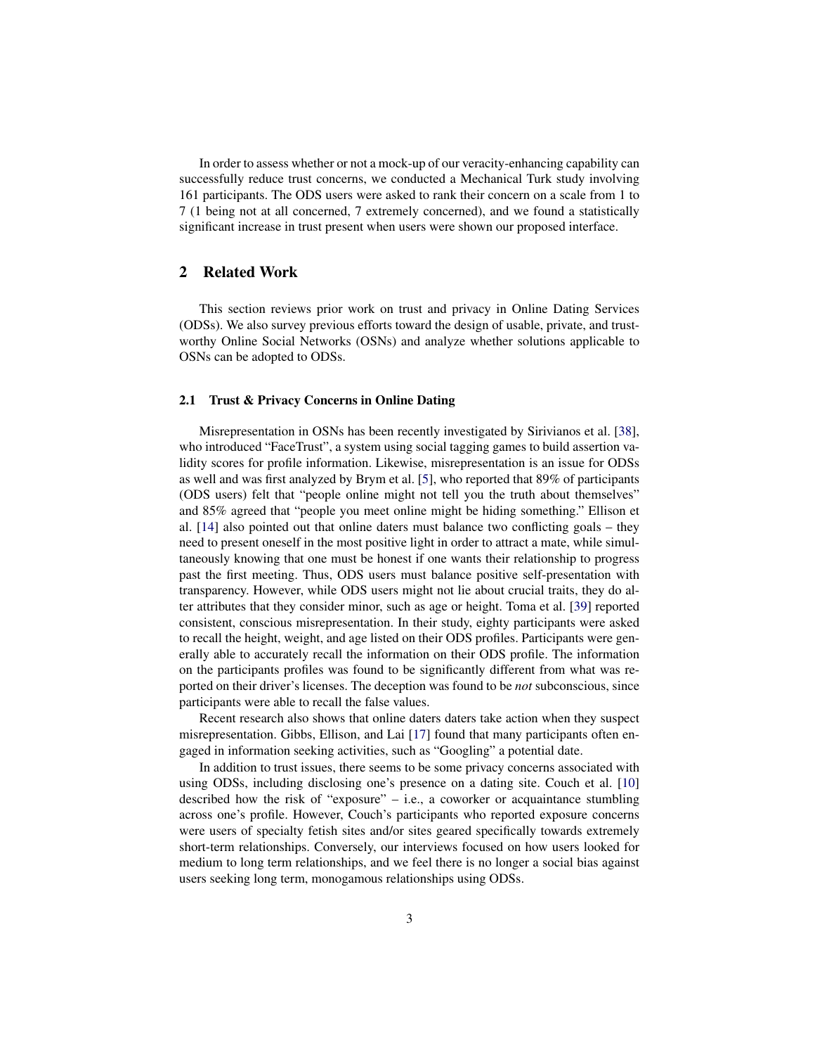In order to assess whether or not a mock-up of our veracity-enhancing capability can successfully reduce trust concerns, we conducted a Mechanical Turk study involving 161 participants. The ODS users were asked to rank their concern on a scale from 1 to 7 (1 being not at all concerned, 7 extremely concerned), and we found a statistically significant increase in trust present when users were shown our proposed interface.

## 2 Related Work

This section reviews prior work on trust and privacy in Online Dating Services (ODSs). We also survey previous efforts toward the design of usable, private, and trustworthy Online Social Networks (OSNs) and analyze whether solutions applicable to OSNs can be adopted to ODSs.

### 2.1 Trust & Privacy Concerns in Online Dating

Misrepresentation in OSNs has been recently investigated by Sirivianos et al. [38], who introduced "FaceTrust", a system using social tagging games to build assertion validity scores for profile information. Likewise, misrepresentation is an issue for ODSs as well and was first analyzed by Brym et al. [5], who reported that 89% of participants (ODS users) felt that "people online might not tell you the truth about themselves" and 85% agreed that "people you meet online might be hiding something." Ellison et al. [14] also pointed out that online daters must balance two conflicting goals – they need to present oneself in the most positive light in order to attract a mate, while simultaneously knowing that one must be honest if one wants their relationship to progress past the first meeting. Thus, ODS users must balance positive self-presentation with transparency. However, while ODS users might not lie about crucial traits, they do alter attributes that they consider minor, such as age or height. Toma et al. [39] reported consistent, conscious misrepresentation. In their study, eighty participants were asked to recall the height, weight, and age listed on their ODS profiles. Participants were generally able to accurately recall the information on their ODS profile. The information on the participants profiles was found to be significantly different from what was reported on their driver's licenses. The deception was found to be *not* subconscious, since participants were able to recall the false values.

Recent research also shows that online daters daters take action when they suspect misrepresentation. Gibbs, Ellison, and Lai [17] found that many participants often engaged in information seeking activities, such as "Googling" a potential date.

In addition to trust issues, there seems to be some privacy concerns associated with using ODSs, including disclosing one's presence on a dating site. Couch et al. [10] described how the risk of "exposure" – i.e., a coworker or acquaintance stumbling across one's profile. However, Couch's participants who reported exposure concerns were users of specialty fetish sites and/or sites geared specifically towards extremely short-term relationships. Conversely, our interviews focused on how users looked for medium to long term relationships, and we feel there is no longer a social bias against users seeking long term, monogamous relationships using ODSs.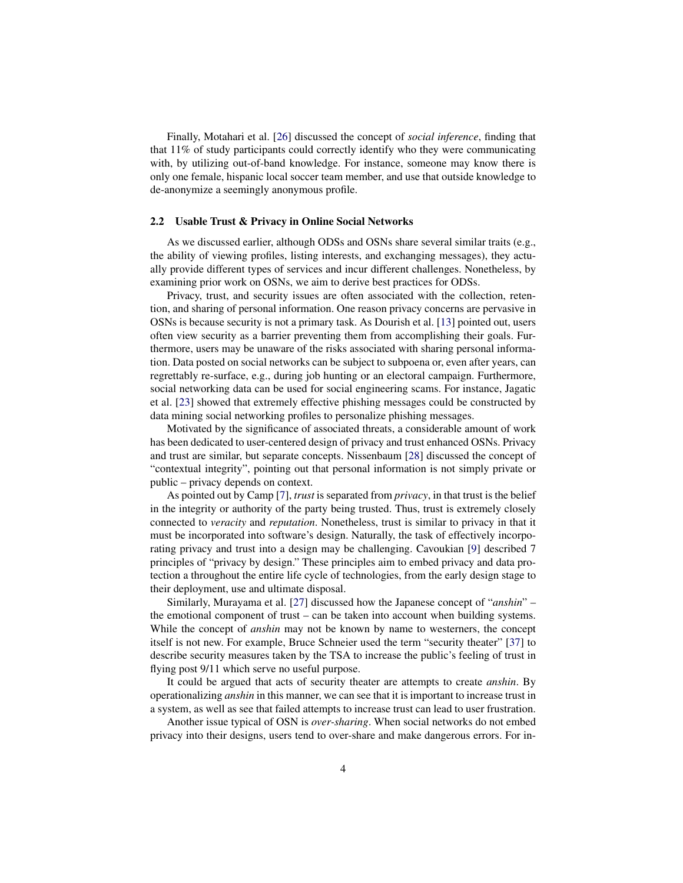Finally, Motahari et al. [26] discussed the concept of *social inference*, finding that that 11% of study participants could correctly identify who they were communicating with, by utilizing out-of-band knowledge. For instance, someone may know there is only one female, hispanic local soccer team member, and use that outside knowledge to de-anonymize a seemingly anonymous profile.

### 2.2 Usable Trust & Privacy in Online Social Networks

As we discussed earlier, although ODSs and OSNs share several similar traits (e.g., the ability of viewing profiles, listing interests, and exchanging messages), they actually provide different types of services and incur different challenges. Nonetheless, by examining prior work on OSNs, we aim to derive best practices for ODSs.

Privacy, trust, and security issues are often associated with the collection, retention, and sharing of personal information. One reason privacy concerns are pervasive in OSNs is because security is not a primary task. As Dourish et al. [13] pointed out, users often view security as a barrier preventing them from accomplishing their goals. Furthermore, users may be unaware of the risks associated with sharing personal information. Data posted on social networks can be subject to subpoena or, even after years, can regrettably re-surface, e.g., during job hunting or an electoral campaign. Furthermore, social networking data can be used for social engineering scams. For instance, Jagatic et al. [23] showed that extremely effective phishing messages could be constructed by data mining social networking profiles to personalize phishing messages.

Motivated by the significance of associated threats, a considerable amount of work has been dedicated to user-centered design of privacy and trust enhanced OSNs. Privacy and trust are similar, but separate concepts. Nissenbaum [28] discussed the concept of "contextual integrity", pointing out that personal information is not simply private or public – privacy depends on context.

As pointed out by Camp [7], *trust* is separated from *privacy*, in that trust is the belief in the integrity or authority of the party being trusted. Thus, trust is extremely closely connected to *veracity* and *reputation*. Nonetheless, trust is similar to privacy in that it must be incorporated into software's design. Naturally, the task of effectively incorporating privacy and trust into a design may be challenging. Cavoukian [9] described 7 principles of "privacy by design." These principles aim to embed privacy and data protection a throughout the entire life cycle of technologies, from the early design stage to their deployment, use and ultimate disposal.

Similarly, Murayama et al. [27] discussed how the Japanese concept of "*anshin*" – the emotional component of trust – can be taken into account when building systems. While the concept of *anshin* may not be known by name to westerners, the concept itself is not new. For example, Bruce Schneier used the term "security theater" [37] to describe security measures taken by the TSA to increase the public's feeling of trust in flying post 9/11 which serve no useful purpose.

It could be argued that acts of security theater are attempts to create *anshin*. By operationalizing *anshin* in this manner, we can see that it is important to increase trust in a system, as well as see that failed attempts to increase trust can lead to user frustration.

Another issue typical of OSN is *over-sharing*. When social networks do not embed privacy into their designs, users tend to over-share and make dangerous errors. For in-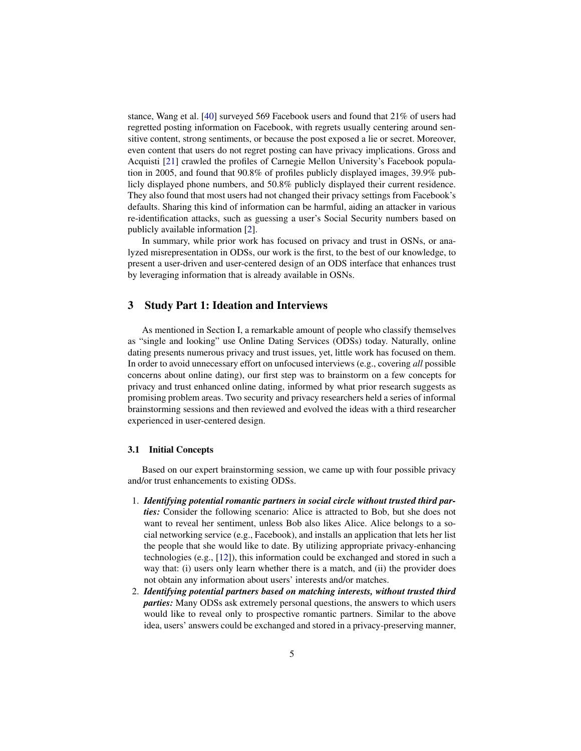stance, Wang et al. [40] surveyed 569 Facebook users and found that 21% of users had regretted posting information on Facebook, with regrets usually centering around sensitive content, strong sentiments, or because the post exposed a lie or secret. Moreover, even content that users do not regret posting can have privacy implications. Gross and Acquisti [21] crawled the profiles of Carnegie Mellon University's Facebook population in 2005, and found that 90.8% of profiles publicly displayed images, 39.9% publicly displayed phone numbers, and 50.8% publicly displayed their current residence. They also found that most users had not changed their privacy settings from Facebook's defaults. Sharing this kind of information can be harmful, aiding an attacker in various re-identification attacks, such as guessing a user's Social Security numbers based on publicly available information [2].

In summary, while prior work has focused on privacy and trust in OSNs, or analyzed misrepresentation in ODSs, our work is the first, to the best of our knowledge, to present a user-driven and user-centered design of an ODS interface that enhances trust by leveraging information that is already available in OSNs.

## 3 Study Part 1: Ideation and Interviews

As mentioned in Section I, a remarkable amount of people who classify themselves as "single and looking" use Online Dating Services (ODSs) today. Naturally, online dating presents numerous privacy and trust issues, yet, little work has focused on them. In order to avoid unnecessary effort on unfocused interviews (e.g., covering *all* possible concerns about online dating), our first step was to brainstorm on a few concepts for privacy and trust enhanced online dating, informed by what prior research suggests as promising problem areas. Two security and privacy researchers held a series of informal brainstorming sessions and then reviewed and evolved the ideas with a third researcher experienced in user-centered design.

### 3.1 Initial Concepts

Based on our expert brainstorming session, we came up with four possible privacy and/or trust enhancements to existing ODSs.

1. ***Identifying potential romantic partners in social circle without trusted third parties:*** Consider the following scenario: Alice is attracted to Bob, but she does not want to reveal her sentiment, unless Bob also likes Alice. Alice belongs to a social networking service (e.g., Facebook), and installs an application that lets her list the people that she would like to date. By utilizing appropriate privacy-enhancing technologies (e.g., [12]), this information could be exchanged and stored in such a way that: (i) users only learn whether there is a match, and (ii) the provider does not obtain any information about users' interests and/or matches.
2. ***Identifying potential partners based on matching interests, without trusted third parties:*** Many ODSs ask extremely personal questions, the answers to which users would like to reveal only to prospective romantic partners. Similar to the above idea, users' answers could be exchanged and stored in a privacy-preserving manner,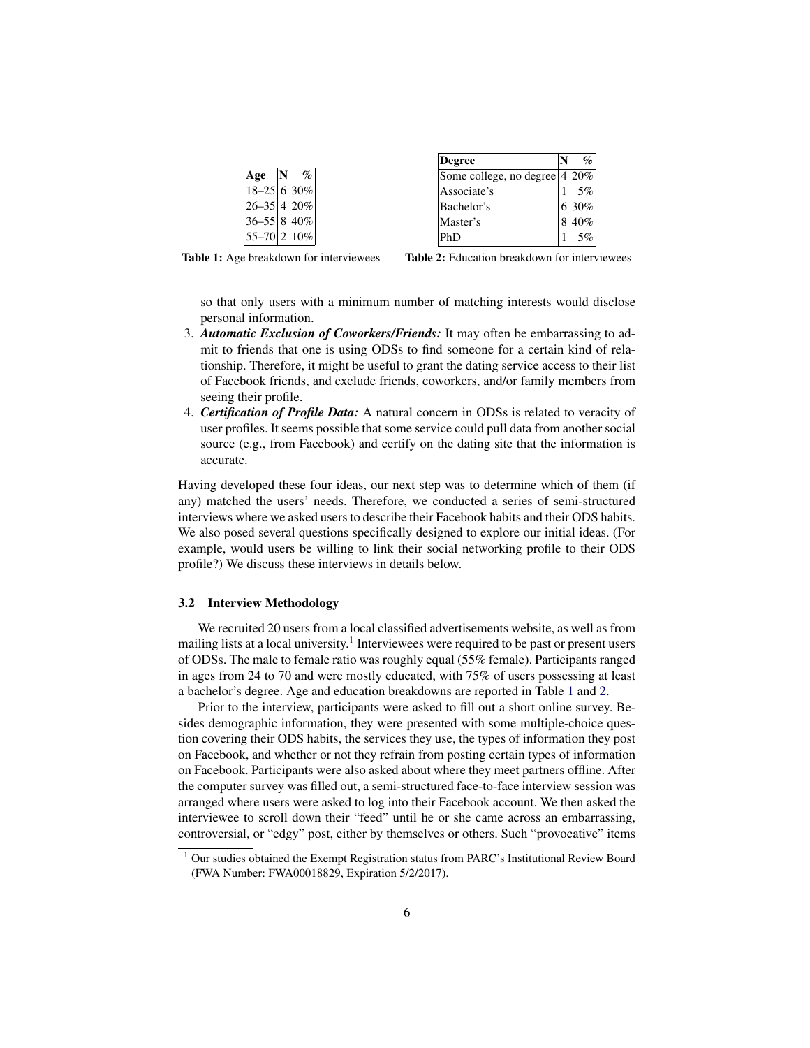| Age | N | % |
|---|---|---|
| 18–25 | 6 | 30% |
| 26–35 | 4 | 20% |
| 36–55 | 8 | 40% |
| 55–70 | 2 | 10% |

**Table 1:** Age breakdown for interviewees

| Degree | N | % |
|---|---|---|
| Some college, no degree | 4 | 20% |
| Associate's | 1 | 5% |
| Bachelor's | 6 | 30% |
| Master's | 8 | 40% |
| PhD | 1 | 5% |

**Table 2:** Education breakdown for interviewees

so that only users with a minimum number of matching interests would disclose personal information.

3. ***Automatic Exclusion of Coworkers/Friends:*** It may often be embarrassing to admit to friends that one is using ODSs to find someone for a certain kind of relationship. Therefore, it might be useful to grant the dating service access to their list of Facebook friends, and exclude friends, coworkers, and/or family members from seeing their profile.
4. ***Certification of Profile Data:*** A natural concern in ODSs is related to veracity of user profiles. It seems possible that some service could pull data from another social source (e.g., from Facebook) and certify on the dating site that the information is accurate.

Having developed these four ideas, our next step was to determine which of them (if any) matched the users' needs. Therefore, we conducted a series of semi-structured interviews where we asked users to describe their Facebook habits and their ODS habits. We also posed several questions specifically designed to explore our initial ideas. (For example, would users be willing to link their social networking profile to their ODS profile?) We discuss these interviews in details below.

### 3.2 Interview Methodology

We recruited 20 users from a local classified advertisements website, as well as from mailing lists at a local university.[1] Interviewees were required to be past or present users of ODSs. The male to female ratio was roughly equal (55% female). Participants ranged in ages from 24 to 70 and were mostly educated, with 75% of users possessing at least a bachelor's degree. Age and education breakdowns are reported in Table 1 and 2.

Prior to the interview, participants were asked to fill out a short online survey. Besides demographic information, they were presented with some multiple-choice question covering their ODS habits, the services they use, the types of information they post on Facebook, and whether or not they refrain from posting certain types of information on Facebook. Participants were also asked about where they meet partners offline. After the computer survey was filled out, a semi-structured face-to-face interview session was arranged where users were asked to log into their Facebook account. We then asked the interviewee to scroll down their "feed" until he or she came across an embarrassing, controversial, or "edgy" post, either by themselves or others. Such "provocative" items

[1] Our studies obtained the Exempt Registration status from PARC's Institutional Review Board (FWA Number: FWA00018829, Expiration 5/2/2017).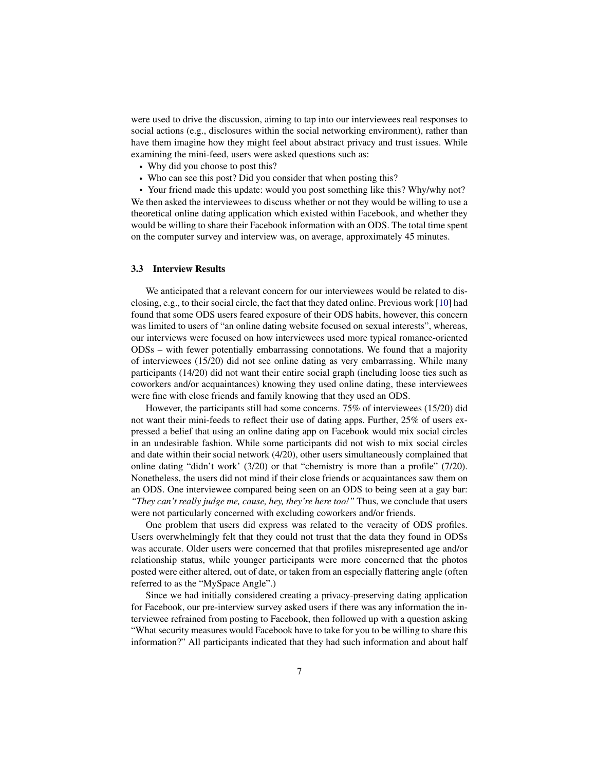were used to drive the discussion, aiming to tap into our interviewees real responses to social actions (e.g., disclosures within the social networking environment), rather than have them imagine how they might feel about abstract privacy and trust issues. While examining the mini-feed, users were asked questions such as:

- Why did you choose to post this?
- Who can see this post? Did you consider that when posting this?
- Your friend made this update: would you post something like this? Why/why not?

We then asked the interviewees to discuss whether or not they would be willing to use a theoretical online dating application which existed within Facebook, and whether they would be willing to share their Facebook information with an ODS. The total time spent on the computer survey and interview was, on average, approximately 45 minutes.

### 3.3 Interview Results

We anticipated that a relevant concern for our interviewees would be related to disclosing, e.g., to their social circle, the fact that they dated online. Previous work [10] had found that some ODS users feared exposure of their ODS habits, however, this concern was limited to users of "an online dating website focused on sexual interests", whereas, our interviews were focused on how interviewees used more typical romance-oriented ODSs – with fewer potentially embarrassing connotations. We found that a majority of interviewees (15/20) did not see online dating as very embarrassing. While many participants (14/20) did not want their entire social graph (including loose ties such as coworkers and/or acquaintances) knowing they used online dating, these interviewees were fine with close friends and family knowing that they used an ODS.

However, the participants still had some concerns. 75% of interviewees (15/20) did not want their mini-feeds to reflect their use of dating apps. Further, 25% of users expressed a belief that using an online dating app on Facebook would mix social circles in an undesirable fashion. While some participants did not wish to mix social circles and date within their social network (4/20), other users simultaneously complained that online dating "didn't work' (3/20) or that "chemistry is more than a profile" (7/20). Nonetheless, the users did not mind if their close friends or acquaintances saw them on an ODS. One interviewee compared being seen on an ODS to being seen at a gay bar: *"They can't really judge me, cause, hey, they're here too!"* Thus, we conclude that users were not particularly concerned with excluding coworkers and/or friends.

One problem that users did express was related to the veracity of ODS profiles. Users overwhelmingly felt that they could not trust that the data they found in ODSs was accurate. Older users were concerned that that profiles misrepresented age and/or relationship status, while younger participants were more concerned that the photos posted were either altered, out of date, or taken from an especially flattering angle (often referred to as the "MySpace Angle".)

Since we had initially considered creating a privacy-preserving dating application for Facebook, our pre-interview survey asked users if there was any information the interviewee refrained from posting to Facebook, then followed up with a question asking "What security measures would Facebook have to take for you to be willing to share this information?" All participants indicated that they had such information and about half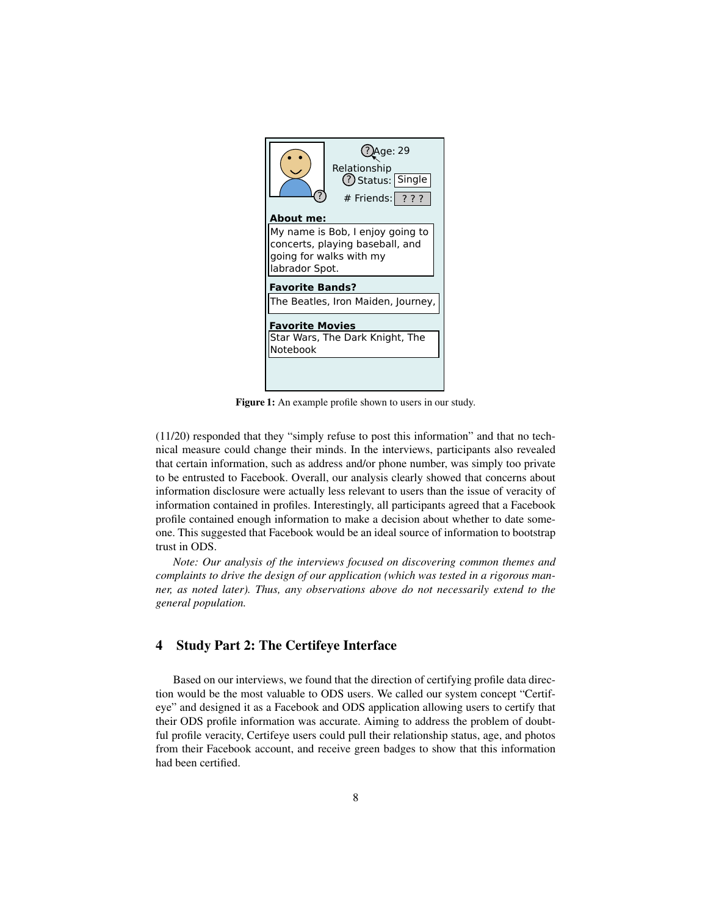**Figure 1:** An example profile shown to users in our study.

(11/20) responded that they "simply refuse to post this information" and that no technical measure could change their minds. In the interviews, participants also revealed that certain information, such as address and/or phone number, was simply too private to be entrusted to Facebook. Overall, our analysis clearly showed that concerns about information disclosure were actually less relevant to users than the issue of veracity of information contained in profiles. Interestingly, all participants agreed that a Facebook profile contained enough information to make a decision about whether to date someone. This suggested that Facebook would be an ideal source of information to bootstrap trust in ODS.

*Note: Our analysis of the interviews focused on discovering common themes and complaints to drive the design of our application (which was tested in a rigorous manner, as noted later). Thus, any observations above do not necessarily extend to the general population.*

## 4 Study Part 2: The Certifeye Interface

Based on our interviews, we found that the direction of certifying profile data direction would be the most valuable to ODS users. We called our system concept "Certifeye" and designed it as a Facebook and ODS application allowing users to certify that their ODS profile information was accurate. Aiming to address the problem of doubtful profile veracity, Certifeye users could pull their relationship status, age, and photos from their Facebook account, and receive green badges to show that this information had been certified.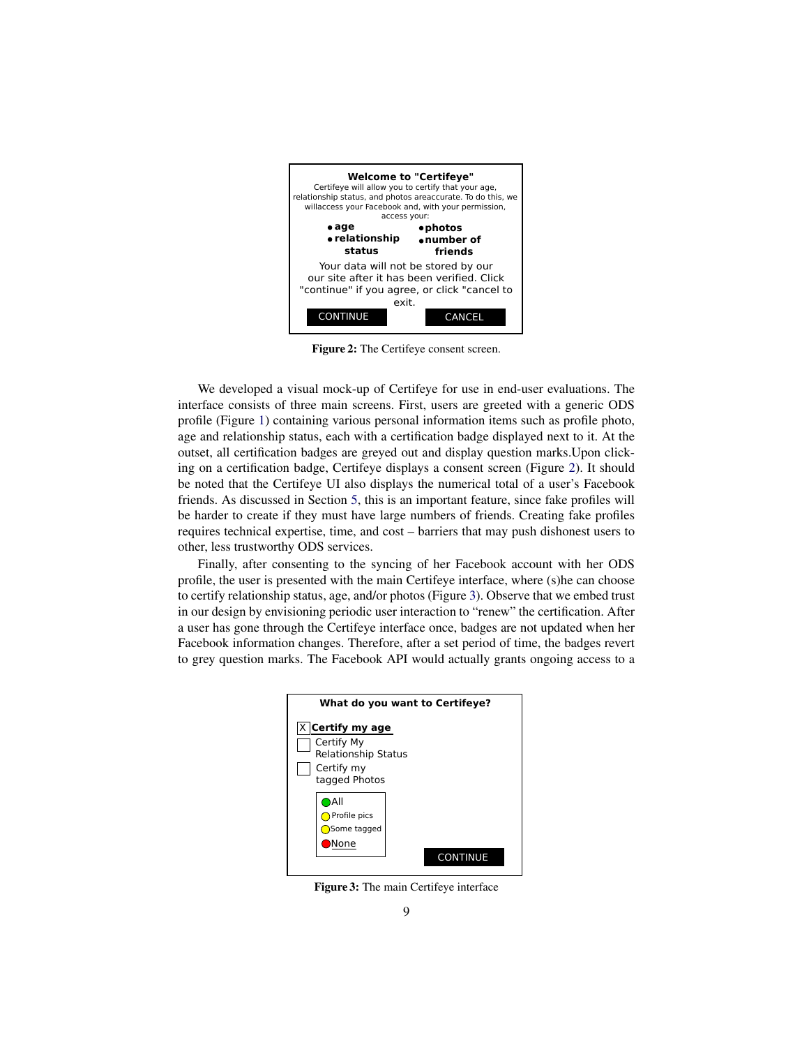**Welcome to "Certifeye"**

Certifeye will allow you to certify that your age, relationship status, and photos areaccurate. To do this, we willaccess your Facebook and, with your permission, access your:

- **age**
- **relationship status**
- **photos**
- **number of friends**

Your data will not be stored by our our site after it has been verified. Click "continue" if you agree, or click "cancel to exit.

CONTINUE CANCEL

**Figure 2:** The Certifeye consent screen.

We developed a visual mock-up of Certifeye for use in end-user evaluations. The interface consists of three main screens. First, users are greeted with a generic ODS profile (Figure 1) containing various personal information items such as profile photo, age and relationship status, each with a certification badge displayed next to it. At the outset, all certification badges are greyed out and display question marks.Upon clicking on a certification badge, Certifeye displays a consent screen (Figure 2). It should be noted that the Certifeye UI also displays the numerical total of a user's Facebook friends. As discussed in Section 5, this is an important feature, since fake profiles will be harder to create if they must have large numbers of friends. Creating fake profiles requires technical expertise, time, and cost – barriers that may push dishonest users to other, less trustworthy ODS services.

Finally, after consenting to the syncing of her Facebook account with her ODS profile, the user is presented with the main Certifeye interface, where (s)he can choose to certify relationship status, age, and/or photos (Figure 3). Observe that we embed trust in our design by envisioning periodic user interaction to "renew" the certification. After a user has gone through the Certifeye interface once, badges are not updated when her Facebook information changes. Therefore, after a set period of time, the badges revert to grey question marks. The Facebook API would actually grants ongoing access to a

**What do you want to Certifeye?**

- [X] **Certify my age**
- [ ] Certify My Relationship Status
- [ ] Certify my tagged Photos
  - All
  - Profile pics
  - Some tagged
  - None

CONTINUE

**Figure 3:** The main Certifeye interface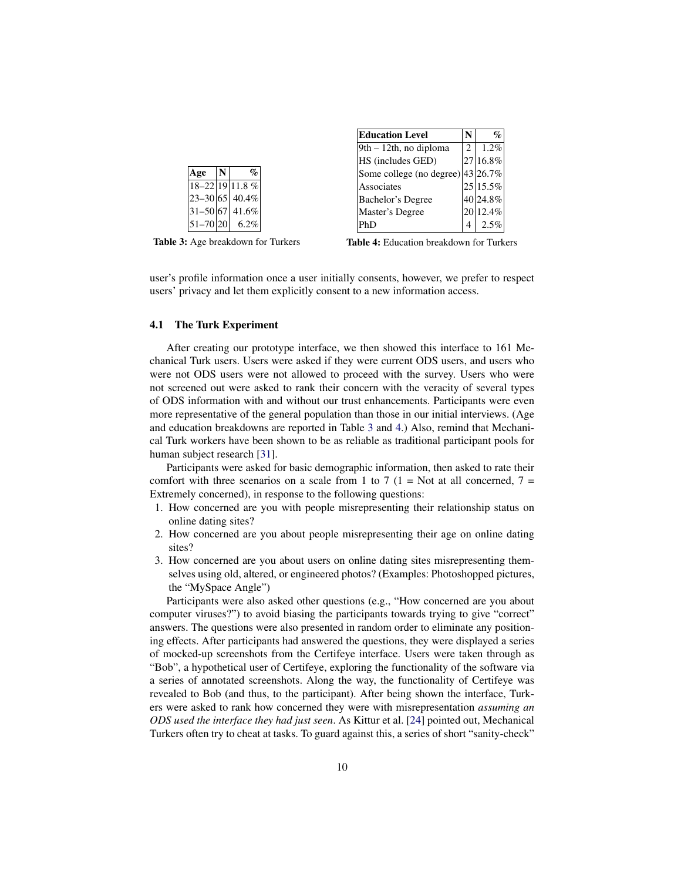| Age | N | % |
|---|---|---|
| 18–22 | 19 | 11.8 % |
| 23–30 | 65 | 40.4% |
| 31–50 | 67 | 41.6% |
| 51–70 | 20 | 6.2% |

**Table 3:** Age breakdown for Turkers

| Education Level | N | % |
|---|---|---|
| 9th – 12th, no diploma | 2 | 1.2% |
| HS (includes GED) | 27 | 16.8% |
| Some college (no degree) | 43 | 26.7% |
| Associates | 25 | 15.5% |
| Bachelor's Degree | 40 | 24.8% |
| Master's Degree | 20 | 12.4% |
| PhD | 4 | 2.5% |

**Table 4:** Education breakdown for Turkers

user's profile information once a user initially consents, however, we prefer to respect users' privacy and let them explicitly consent to a new information access.

### 4.1 The Turk Experiment

After creating our prototype interface, we then showed this interface to 161 Mechanical Turk users. Users were asked if they were current ODS users, and users who were not ODS users were not allowed to proceed with the survey. Users who were not screened out were asked to rank their concern with the veracity of several types of ODS information with and without our trust enhancements. Participants were even more representative of the general population than those in our initial interviews. (Age and education breakdowns are reported in Table 3 and 4.) Also, remind that Mechanical Turk workers have been shown to be as reliable as traditional participant pools for human subject research [31].

Participants were asked for basic demographic information, then asked to rate their comfort with three scenarios on a scale from 1 to 7 (1 = Not at all concerned, 7 = Extremely concerned), in response to the following questions:

1. How concerned are you with people misrepresenting their relationship status on online dating sites?
2. How concerned are you about people misrepresenting their age on online dating sites?
3. How concerned are you about users on online dating sites misrepresenting themselves using old, altered, or engineered photos? (Examples: Photoshopped pictures, the "MySpace Angle")

Participants were also asked other questions (e.g., "How concerned are you about computer viruses?") to avoid biasing the participants towards trying to give "correct" answers. The questions were also presented in random order to eliminate any positioning effects. After participants had answered the questions, they were displayed a series of mocked-up screenshots from the Certifeye interface. Users were taken through as "Bob", a hypothetical user of Certifeye, exploring the functionality of the software via a series of annotated screenshots. Along the way, the functionality of Certifeye was revealed to Bob (and thus, to the participant). After being shown the interface, Turkers were asked to rank how concerned they were with misrepresentation *assuming an ODS used the interface they had just seen*. As Kittur et al. [24] pointed out, Mechanical Turkers often try to cheat at tasks. To guard against this, a series of short "sanity-check"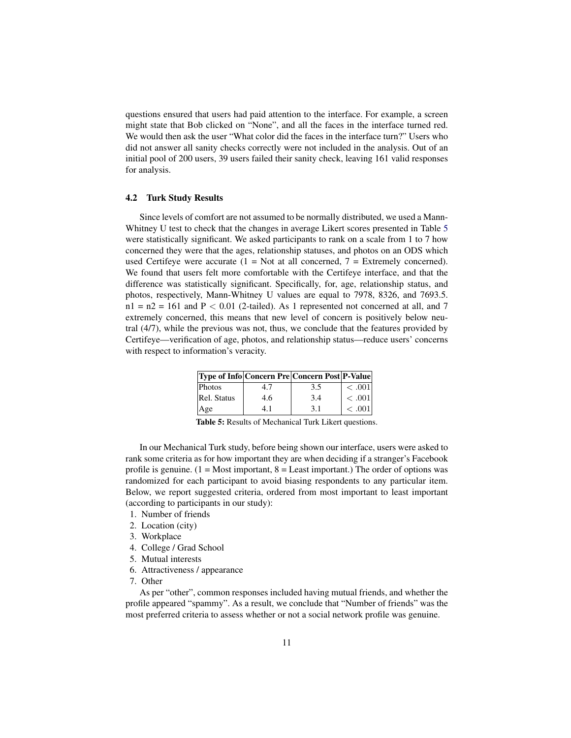questions ensured that users had paid attention to the interface. For example, a screen might state that Bob clicked on "None", and all the faces in the interface turned red. We would then ask the user "What color did the faces in the interface turn?" Users who did not answer all sanity checks correctly were not included in the analysis. Out of an initial pool of 200 users, 39 users failed their sanity check, leaving 161 valid responses for analysis.

### 4.2 Turk Study Results

Since levels of comfort are not assumed to be normally distributed, we used a Mann-Whitney U test to check that the changes in average Likert scores presented in Table 5 were statistically significant. We asked participants to rank on a scale from 1 to 7 how concerned they were that the ages, relationship statuses, and photos on an ODS which used Certifeye were accurate (1 = Not at all concerned, 7 = Extremely concerned). We found that users felt more comfortable with the Certifeye interface, and that the difference was statistically significant. Specifically, for, age, relationship status, and photos, respectively, Mann-Whitney U values are equal to 7978, 8326, and 7693.5. $n1 = n2 = 161$ and $P < 0.01$ (2-tailed). As 1 represented not concerned at all, and 7 extremely concerned, this means that new level of concern is positively below neutral (4/7), while the previous was not, thus, we conclude that the features provided by Certifeye—verification of age, photos, and relationship status—reduce users' concerns with respect to information's veracity.

| Type of Info | Concern Pre | Concern Post | P-Value |
|---|---|---|---|
| Photos | 4.7 | 3.5 | $< .001$ |
| Rel. Status | 4.6 | 3.4 | $< .001$ |
| Age | 4.1 | 3.1 | $< .001$ |

**Table 5:** Results of Mechanical Turk Likert questions.

In our Mechanical Turk study, before being shown our interface, users were asked to rank some criteria as for how important they are when deciding if a stranger's Facebook profile is genuine. (1 = Most important, 8 = Least important.) The order of options was randomized for each participant to avoid biasing respondents to any particular item. Below, we report suggested criteria, ordered from most important to least important (according to participants in our study):

1. Number of friends
2. Location (city)
3. Workplace
4. College / Grad School
5. Mutual interests
6. Attractiveness / appearance
7. Other

As per "other", common responses included having mutual friends, and whether the profile appeared "spammy". As a result, we conclude that "Number of friends" was the most preferred criteria to assess whether or not a social network profile was genuine.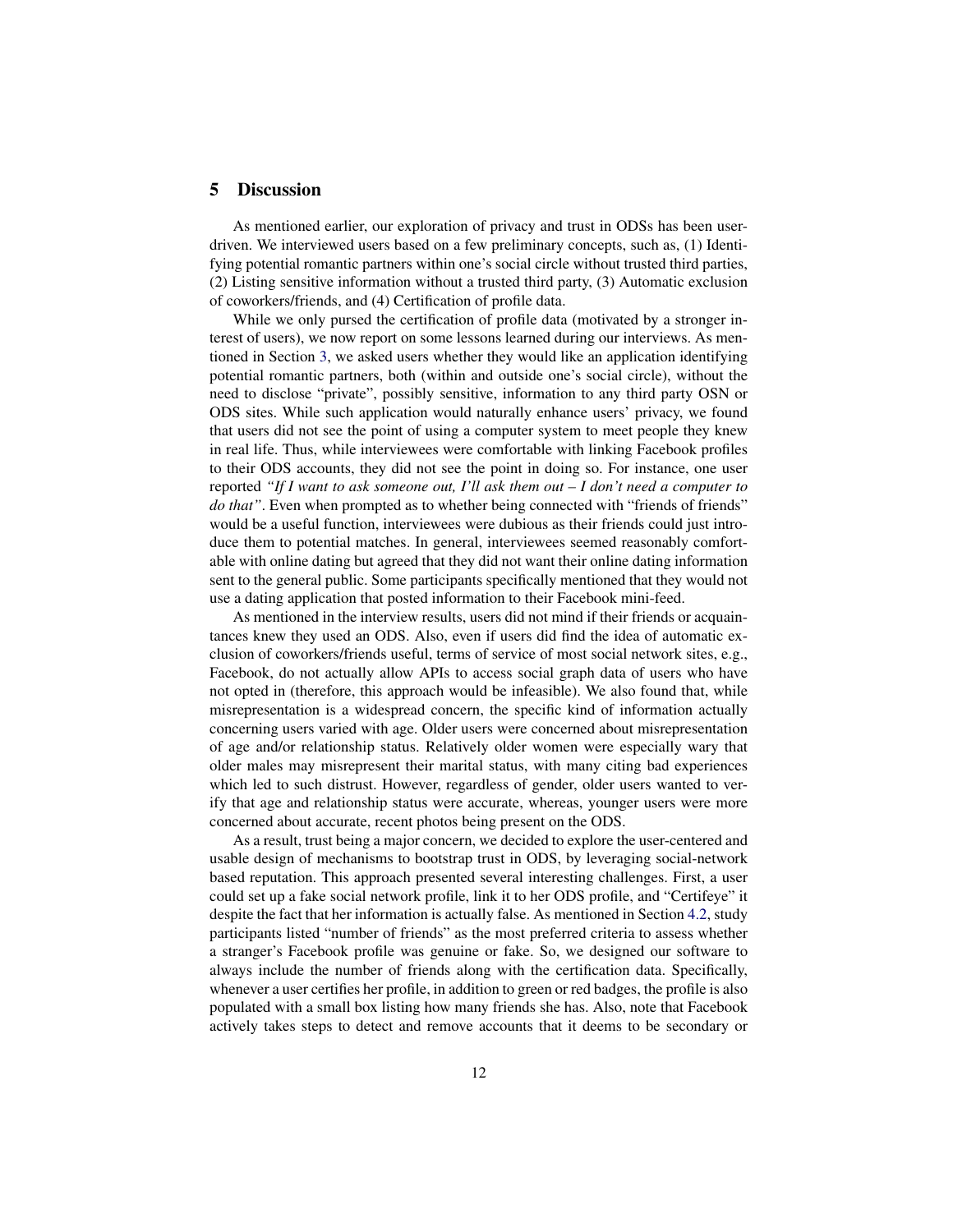## 5 Discussion

As mentioned earlier, our exploration of privacy and trust in ODSs has been user-driven. We interviewed users based on a few preliminary concepts, such as, (1) Identifying potential romantic partners within one's social circle without trusted third parties, (2) Listing sensitive information without a trusted third party, (3) Automatic exclusion of coworkers/friends, and (4) Certification of profile data.

While we only pursed the certification of profile data (motivated by a stronger interest of users), we now report on some lessons learned during our interviews. As mentioned in Section 3, we asked users whether they would like an application identifying potential romantic partners, both (within and outside one's social circle), without the need to disclose "private", possibly sensitive, information to any third party OSN or ODS sites. While such application would naturally enhance users' privacy, we found that users did not see the point of using a computer system to meet people they knew in real life. Thus, while interviewees were comfortable with linking Facebook profiles to their ODS accounts, they did not see the point in doing so. For instance, one user reported *"If I want to ask someone out, I'll ask them out – I don't need a computer to do that"*. Even when prompted as to whether being connected with "friends of friends" would be a useful function, interviewees were dubious as their friends could just introduce them to potential matches. In general, interviewees seemed reasonably comfortable with online dating but agreed that they did not want their online dating information sent to the general public. Some participants specifically mentioned that they would not use a dating application that posted information to their Facebook mini-feed.

As mentioned in the interview results, users did not mind if their friends or acquaintances knew they used an ODS. Also, even if users did find the idea of automatic exclusion of coworkers/friends useful, terms of service of most social network sites, e.g., Facebook, do not actually allow APIs to access social graph data of users who have not opted in (therefore, this approach would be infeasible). We also found that, while misrepresentation is a widespread concern, the specific kind of information actually concerning users varied with age. Older users were concerned about misrepresentation of age and/or relationship status. Relatively older women were especially wary that older males may misrepresent their marital status, with many citing bad experiences which led to such distrust. However, regardless of gender, older users wanted to verify that age and relationship status were accurate, whereas, younger users were more concerned about accurate, recent photos being present on the ODS.

As a result, trust being a major concern, we decided to explore the user-centered and usable design of mechanisms to bootstrap trust in ODS, by leveraging social-network based reputation. This approach presented several interesting challenges. First, a user could set up a fake social network profile, link it to her ODS profile, and "Certifeye" it despite the fact that her information is actually false. As mentioned in Section 4.2, study participants listed "number of friends" as the most preferred criteria to assess whether a stranger's Facebook profile was genuine or fake. So, we designed our software to always include the number of friends along with the certification data. Specifically, whenever a user certifies her profile, in addition to green or red badges, the profile is also populated with a small box listing how many friends she has. Also, note that Facebook actively takes steps to detect and remove accounts that it deems to be secondary or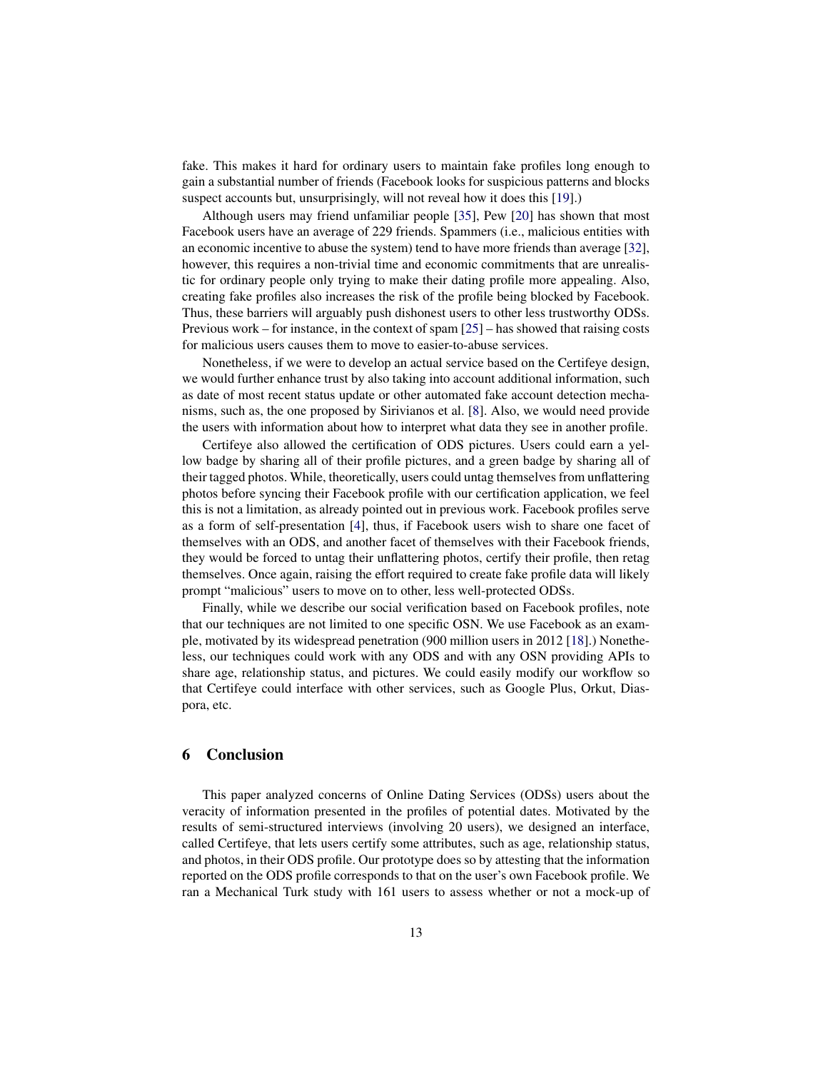fake. This makes it hard for ordinary users to maintain fake profiles long enough to gain a substantial number of friends (Facebook looks for suspicious patterns and blocks suspect accounts but, unsurprisingly, will not reveal how it does this [19].)

Although users may friend unfamiliar people [35], Pew [20] has shown that most Facebook users have an average of 229 friends. Spammers (i.e., malicious entities with an economic incentive to abuse the system) tend to have more friends than average [32], however, this requires a non-trivial time and economic commitments that are unrealistic for ordinary people only trying to make their dating profile more appealing. Also, creating fake profiles also increases the risk of the profile being blocked by Facebook. Thus, these barriers will arguably push dishonest users to other less trustworthy ODSs. Previous work – for instance, in the context of spam [25] – has showed that raising costs for malicious users causes them to move to easier-to-abuse services.

Nonetheless, if we were to develop an actual service based on the Certifeye design, we would further enhance trust by also taking into account additional information, such as date of most recent status update or other automated fake account detection mechanisms, such as, the one proposed by Sirivianos et al. [8]. Also, we would need provide the users with information about how to interpret what data they see in another profile.

Certifeye also allowed the certification of ODS pictures. Users could earn a yellow badge by sharing all of their profile pictures, and a green badge by sharing all of their tagged photos. While, theoretically, users could untag themselves from unflattering photos before syncing their Facebook profile with our certification application, we feel this is not a limitation, as already pointed out in previous work. Facebook profiles serve as a form of self-presentation [4], thus, if Facebook users wish to share one facet of themselves with an ODS, and another facet of themselves with their Facebook friends, they would be forced to untag their unflattering photos, certify their profile, then retag themselves. Once again, raising the effort required to create fake profile data will likely prompt "malicious" users to move on to other, less well-protected ODSs.

Finally, while we describe our social verification based on Facebook profiles, note that our techniques are not limited to one specific OSN. We use Facebook as an example, motivated by its widespread penetration (900 million users in 2012 [18].) Nonetheless, our techniques could work with any ODS and with any OSN providing APIs to share age, relationship status, and pictures. We could easily modify our workflow so that Certifeye could interface with other services, such as Google Plus, Orkut, Diaspora, etc.

## 6 Conclusion

This paper analyzed concerns of Online Dating Services (ODSs) users about the veracity of information presented in the profiles of potential dates. Motivated by the results of semi-structured interviews (involving 20 users), we designed an interface, called Certifeye, that lets users certify some attributes, such as age, relationship status, and photos, in their ODS profile. Our prototype does so by attesting that the information reported on the ODS profile corresponds to that on the user's own Facebook profile. We ran a Mechanical Turk study with 161 users to assess whether or not a mock-up of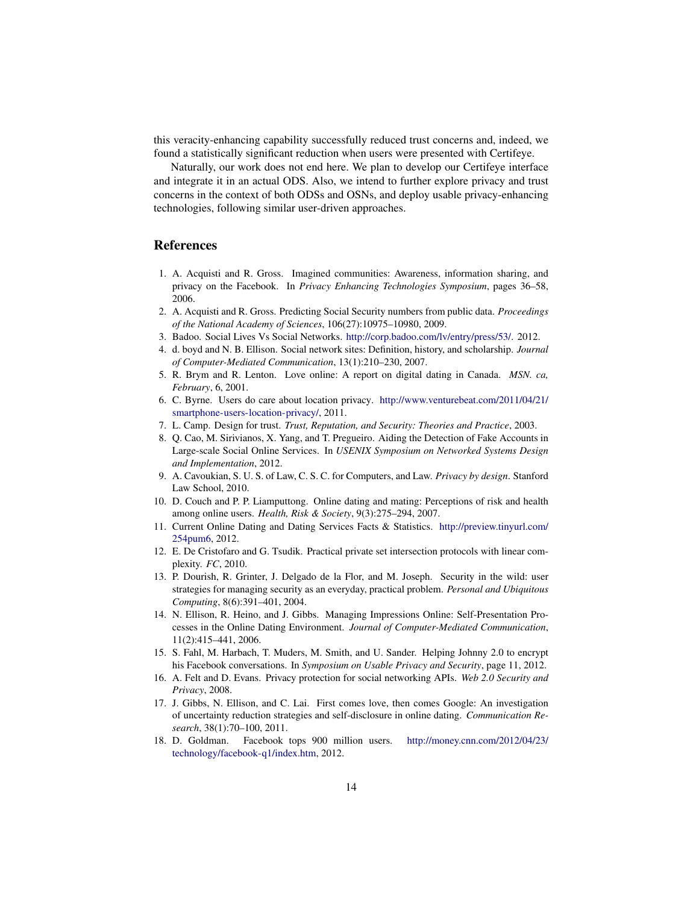this veracity-enhancing capability successfully reduced trust concerns and, indeed, we found a statistically significant reduction when users were presented with Certifeye.

Naturally, our work does not end here. We plan to develop our Certifeye interface and integrate it in an actual ODS. Also, we intend to further explore privacy and trust concerns in the context of both ODSs and OSNs, and deploy usable privacy-enhancing technologies, following similar user-driven approaches.

## References

1. A. Acquisti and R. Gross. Imagined communities: Awareness, information sharing, and privacy on the Facebook. In *Privacy Enhancing Technologies Symposium*, pages 36–58, 2006.
2. A. Acquisti and R. Gross. Predicting Social Security numbers from public data. *Proceedings of the National Academy of Sciences*, 106(27):10975–10980, 2009.
3. Badoo. Social Lives Vs Social Networks. http://corp.badoo.com/lv/entry/press/53/. 2012.
4. d. boyd and N. B. Ellison. Social network sites: Definition, history, and scholarship. *Journal of Computer-Mediated Communication*, 13(1):210–230, 2007.
5. R. Brym and R. Lenton. Love online: A report on digital dating in Canada. *MSN. ca, February*, 6, 2001.
6. C. Byrne. Users do care about location privacy. http://www.venturebeat.com/2011/04/21/smartphone-users-location-privacy/, 2011.
7. L. Camp. Design for trust. *Trust, Reputation, and Security: Theories and Practice*, 2003.
8. Q. Cao, M. Sirivianos, X. Yang, and T. Pregueiro. Aiding the Detection of Fake Accounts in Large-scale Social Online Services. In *USENIX Symposium on Networked Systems Design and Implementation*, 2012.
9. A. Cavoukian, S. U. S. of Law, C. S. C. for Computers, and Law. *Privacy by design*. Stanford Law School, 2010.
10. D. Couch and P. P. Liamputtong. Online dating and mating: Perceptions of risk and health among online users. *Health, Risk & Society*, 9(3):275–294, 2007.
11. Current Online Dating and Dating Services Facts & Statistics. http://preview.tinyurl.com/254pum6, 2012.
12. E. De Cristofaro and G. Tsudik. Practical private set intersection protocols with linear complexity. *FC*, 2010.
13. P. Dourish, R. Grinter, J. Delgado de la Flor, and M. Joseph. Security in the wild: user strategies for managing security as an everyday, practical problem. *Personal and Ubiquitous Computing*, 8(6):391–401, 2004.
14. N. Ellison, R. Heino, and J. Gibbs. Managing Impressions Online: Self-Presentation Processes in the Online Dating Environment. *Journal of Computer-Mediated Communication*, 11(2):415–441, 2006.
15. S. Fahl, M. Harbach, T. Muders, M. Smith, and U. Sander. Helping Johnny 2.0 to encrypt his Facebook conversations. In *Symposium on Usable Privacy and Security*, page 11, 2012.
16. A. Felt and D. Evans. Privacy protection for social networking APIs. *Web 2.0 Security and Privacy*, 2008.
17. J. Gibbs, N. Ellison, and C. Lai. First comes love, then comes Google: An investigation of uncertainty reduction strategies and self-disclosure in online dating. *Communication Research*, 38(1):70–100, 2011.
18. D. Goldman. Facebook tops 900 million users. http://money.cnn.com/2012/04/23/technology/facebook-q1/index.htm, 2012.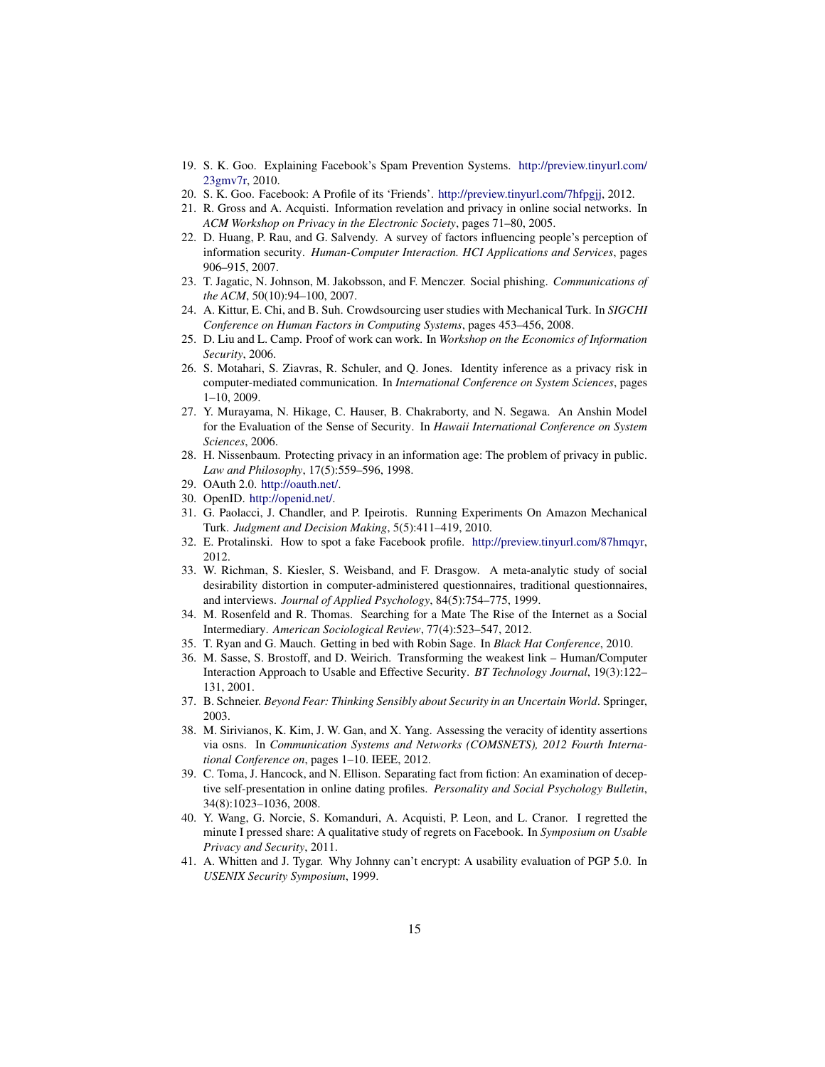19. S. K. Goo. Explaining Facebook's Spam Prevention Systems. http://preview.tinyurl.com/23gmv7r, 2010.
20. S. K. Goo. Facebook: A Profile of its 'Friends'. http://preview.tinyurl.com/7hfpgjj, 2012.
21. R. Gross and A. Acquisti. Information revelation and privacy in online social networks. In *ACM Workshop on Privacy in the Electronic Society*, pages 71–80, 2005.
22. D. Huang, P. Rau, and G. Salvendy. A survey of factors influencing people's perception of information security. *Human-Computer Interaction. HCI Applications and Services*, pages 906–915, 2007.
23. T. Jagatic, N. Johnson, M. Jakobsson, and F. Menczer. Social phishing. *Communications of the ACM*, 50(10):94–100, 2007.
24. A. Kittur, E. Chi, and B. Suh. Crowdsourcing user studies with Mechanical Turk. In *SIGCHI Conference on Human Factors in Computing Systems*, pages 453–456, 2008.
25. D. Liu and L. Camp. Proof of work can work. In *Workshop on the Economics of Information Security*, 2006.
26. S. Motahari, S. Ziavras, R. Schuler, and Q. Jones. Identity inference as a privacy risk in computer-mediated communication. In *International Conference on System Sciences*, pages 1–10, 2009.
27. Y. Murayama, N. Hikage, C. Hauser, B. Chakraborty, and N. Segawa. An Anshin Model for the Evaluation of the Sense of Security. In *Hawaii International Conference on System Sciences*, 2006.
28. H. Nissenbaum. Protecting privacy in an information age: The problem of privacy in public. *Law and Philosophy*, 17(5):559–596, 1998.
29. OAuth 2.0. http://oauth.net/.
30. OpenID. http://openid.net/.
31. G. Paolacci, J. Chandler, and P. Ipeirotis. Running Experiments On Amazon Mechanical Turk. *Judgment and Decision Making*, 5(5):411–419, 2010.
32. E. Protalinski. How to spot a fake Facebook profile. http://preview.tinyurl.com/87hmqyr, 2012.
33. W. Richman, S. Kiesler, S. Weisband, and F. Drasgow. A meta-analytic study of social desirability distortion in computer-administered questionnaires, traditional questionnaires, and interviews. *Journal of Applied Psychology*, 84(5):754–775, 1999.
34. M. Rosenfeld and R. Thomas. Searching for a Mate The Rise of the Internet as a Social Intermediary. *American Sociological Review*, 77(4):523–547, 2012.
35. T. Ryan and G. Mauch. Getting in bed with Robin Sage. In *Black Hat Conference*, 2010.
36. M. Sasse, S. Brostoff, and D. Weirich. Transforming the weakest link – Human/Computer Interaction Approach to Usable and Effective Security. *BT Technology Journal*, 19(3):122–131, 2001.
37. B. Schneier. *Beyond Fear: Thinking Sensibly about Security in an Uncertain World*. Springer, 2003.
38. M. Sirivianos, K. Kim, J. W. Gan, and X. Yang. Assessing the veracity of identity assertions via osns. In *Communication Systems and Networks (COMSNETS), 2012 Fourth International Conference on*, pages 1–10. IEEE, 2012.
39. C. Toma, J. Hancock, and N. Ellison. Separating fact from fiction: An examination of deceptive self-presentation in online dating profiles. *Personality and Social Psychology Bulletin*, 34(8):1023–1036, 2008.
40. Y. Wang, G. Norcie, S. Komanduri, A. Acquisti, P. Leon, and L. Cranor. I regretted the minute I pressed share: A qualitative study of regrets on Facebook. In *Symposium on Usable Privacy and Security*, 2011.
41. A. Whitten and J. Tygar. Why Johnny can't encrypt: A usability evaluation of PGP 5.0. In *USENIX Security Symposium*, 1999.